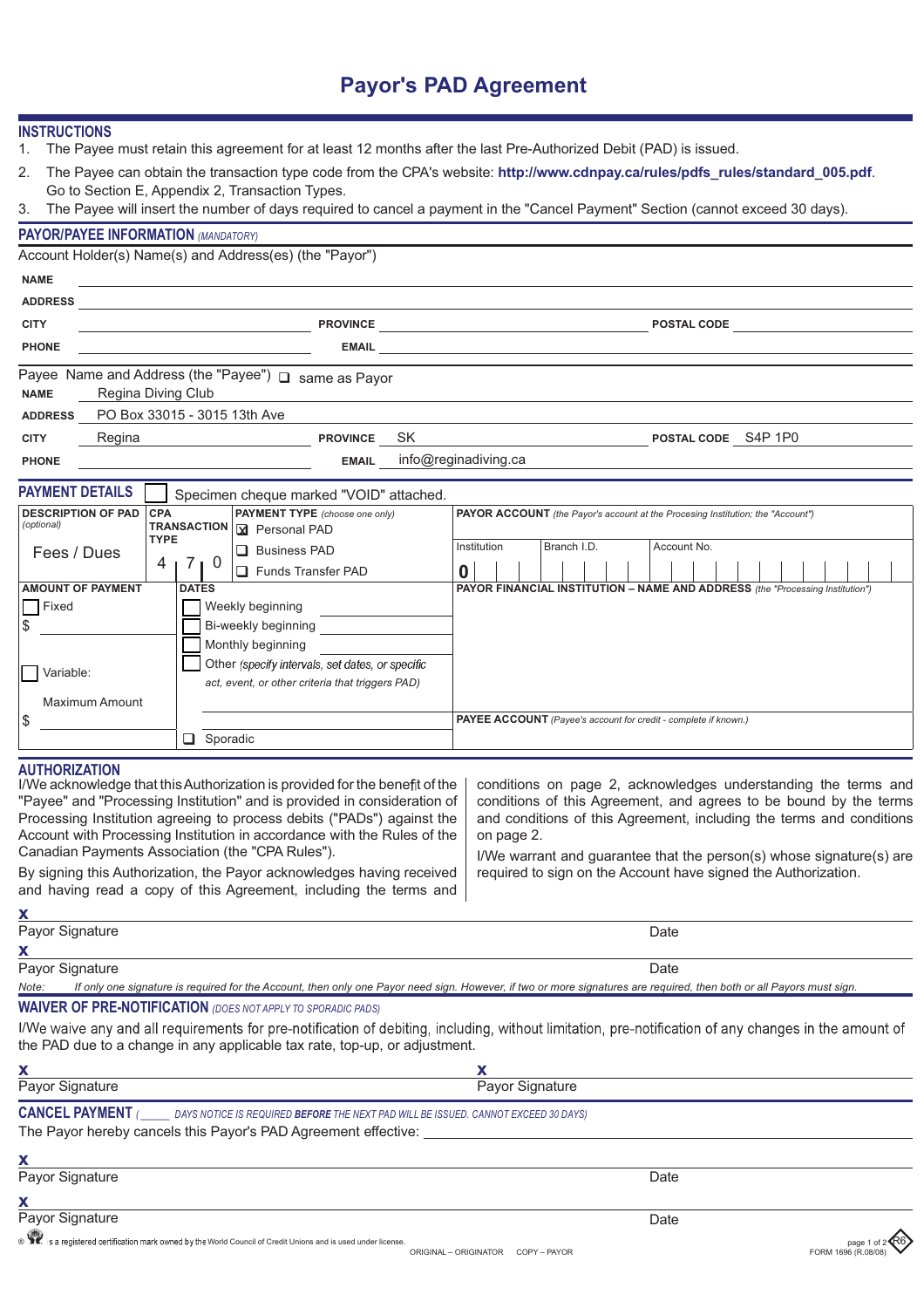# Payor's PAD Agreement

## INSTRUCTIONS

1. The Payee must retain this agreement for at least 12 months after the last Pre-Authorized Debit (PAD) is issued.
2. The Payee can obtain the transaction type code from the CPA's website: **http://www.cdnpay.ca/rules/pdfs_rules/standard_005.pdf**. Go to Section E, Appendix 2, Transaction Types.
3. The Payee will insert the number of days required to cancel a payment in the "Cancel Payment" Section (cannot exceed 30 days).

## PAYOR/PAYEE INFORMATION *(MANDATORY)*

Account Holder(s) Name(s) and Address(es) (the "Payor")

**NAME** ____________________

**ADDRESS** ____________________

**CITY** __________ **PROVINCE** __________ **POSTAL CODE** __________

**PHONE** __________ **EMAIL** __________

Payee Name and Address (the "Payee") ❑ same as Payor

**NAME** Regina Diving Club

**ADDRESS** PO Box 33015 - 3015 13th Ave

**CITY** Regina **PROVINCE** SK **POSTAL CODE** S4P 1P0

**PHONE** __________ **EMAIL** info@reginadiving.ca

## PAYMENT DETAILS

☐ Specimen cheque marked "VOID" attached.

| **DESCRIPTION OF PAD** *(optional)* | **CPA TRANSACTION TYPE** | **PAYMENT TYPE** *(choose one only)* | **PAYOR ACCOUNT** *(the Payor's account at the Procesing Institution; the "Account")* |
|---|---|---|---|
| Fees / Dues | 4 7 0 | ☒ Personal PAD<br>❑ Business PAD<br>❑ Funds Transfer PAD | Institution: 0 &nbsp; Branch I.D.: &nbsp; Account No.: |

| **AMOUNT OF PAYMENT** | **DATES** | **PAYOR FINANCIAL INSTITUTION – NAME AND ADDRESS** *(the "Processing Institution")* |
|---|---|---|
| ☐ Fixed<br>$ ______ | ☐ Weekly beginning ______<br>☐ Bi-weekly beginning ______<br>☐ Monthly beginning ______ | |
| ☐ Variable:<br>Maximum Amount<br>$ ______ | ☐ Other *(specify intervals, set dates, or specific act, event, or other criteria that triggers PAD)*<br>______ | **PAYEE ACCOUNT** *(Payee's account for credit - complete if known.)* |
| | ❑ Sporadic | |

## AUTHORIZATION

I/We acknowledge that this Authorization is provided for the benefit of the "Payee" and "Processing Institution" and is provided in consideration of Processing Institution agreeing to process debits ("PADs") against the Account with Processing Institution in accordance with the Rules of the Canadian Payments Association (the "CPA Rules").

By signing this Authorization, the Payor acknowledges having received and having read a copy of this Agreement, including the terms and conditions on page 2, acknowledges understanding the terms and conditions of this Agreement, and agrees to be bound by the terms and conditions of this Agreement, including the terms and conditions on page 2.

I/We warrant and guarantee that the person(s) whose signature(s) are required to sign on the Account have signed the Authorization.

**X** ____________________
Payor Signature &nbsp;&nbsp;&nbsp;&nbsp; Date

**X** ____________________
Payor Signature &nbsp;&nbsp;&nbsp;&nbsp; Date

*Note: If only one signature is required for the Account, then only one Payor need sign. However, if two or more signatures are required, then both or all Payors must sign.*

## WAIVER OF PRE-NOTIFICATION *(DOES NOT APPLY TO SPORADIC PADS)*

I/We waive any and all requirements for pre-notification of debiting, including, without limitation, pre-notification of any changes in the amount of the PAD due to a change in any applicable tax rate, top-up, or adjustment.

**X** ____________________ Payor Signature &nbsp;&nbsp;&nbsp;&nbsp; **X** ____________________ Payor Signature

## CANCEL PAYMENT *( ____ DAYS NOTICE IS REQUIRED **BEFORE** THE NEXT PAD WILL BE ISSUED. CANNOT EXCEED 30 DAYS)*

The Payor hereby cancels this Payor's PAD Agreement effective: ____________________

**X** ____________________
Payor Signature &nbsp;&nbsp;&nbsp;&nbsp; Date

**X** ____________________
Payor Signature &nbsp;&nbsp;&nbsp;&nbsp; Date

® is a registered certification mark owned by the World Council of Credit Unions and is used under license.

ORIGINAL – ORIGINATOR &nbsp;&nbsp; COPY – PAYOR

FORM 1696 (R.08/08)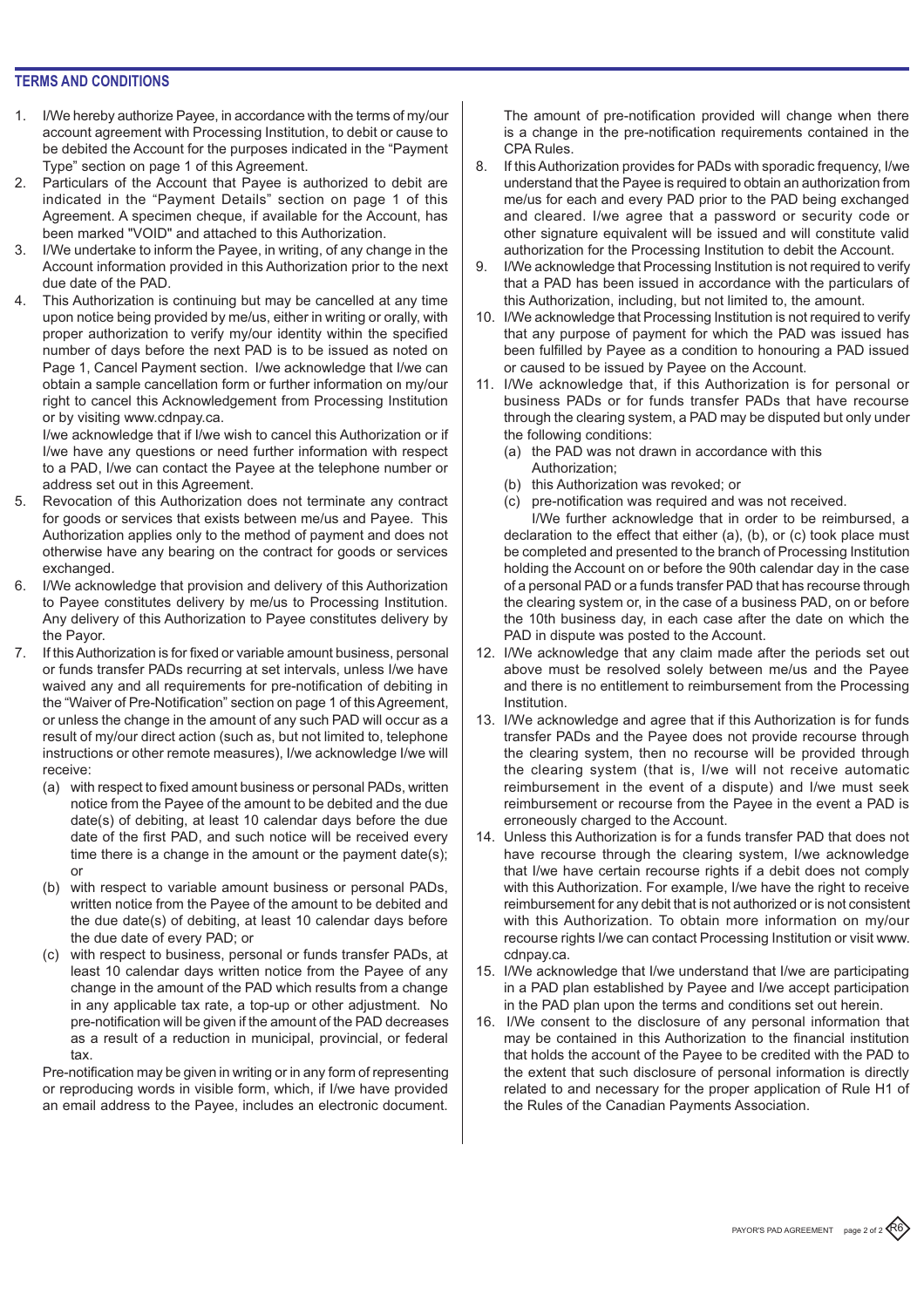## TERMS AND CONDITIONS

1. I/We hereby authorize Payee, in accordance with the terms of my/our account agreement with Processing Institution, to debit or cause to be debited the Account for the purposes indicated in the "Payment Type" section on page 1 of this Agreement.
2. Particulars of the Account that Payee is authorized to debit are indicated in the "Payment Details" section on page 1 of this Agreement. A specimen cheque, if available for the Account, has been marked "VOID" and attached to this Authorization.
3. I/We undertake to inform the Payee, in writing, of any change in the Account information provided in this Authorization prior to the next due date of the PAD.
4. This Authorization is continuing but may be cancelled at any time upon notice being provided by me/us, either in writing or orally, with proper authorization to verify my/our identity within the specified number of days before the next PAD is to be issued as noted on Page 1, Cancel Payment section. I/we acknowledge that I/we can obtain a sample cancellation form or further information on my/our right to cancel this Acknowledgement from Processing Institution or by visiting www.cdnpay.ca.

   I/we acknowledge that if I/we wish to cancel this Authorization or if I/we have any questions or need further information with respect to a PAD, I/we can contact the Payee at the telephone number or address set out in this Agreement.
5. Revocation of this Authorization does not terminate any contract for goods or services that exists between me/us and Payee. This Authorization applies only to the method of payment and does not otherwise have any bearing on the contract for goods or services exchanged.
6. I/We acknowledge that provision and delivery of this Authorization to Payee constitutes delivery by me/us to Processing Institution. Any delivery of this Authorization to Payee constitutes delivery by the Payor.
7. If this Authorization is for fixed or variable amount business, personal or funds transfer PADs recurring at set intervals, unless I/we have waived any and all requirements for pre-notification of debiting in the "Waiver of Pre-Notification" section on page 1 of this Agreement, or unless the change in the amount of any such PAD will occur as a result of my/our direct action (such as, but not limited to, telephone instructions or other remote measures), I/we acknowledge I/we will receive:
   (a) with respect to fixed amount business or personal PADs, written notice from the Payee of the amount to be debited and the due date(s) of debiting, at least 10 calendar days before the due date of the first PAD, and such notice will be received every time there is a change in the amount or the payment date(s); or
   (b) with respect to variable amount business or personal PADs, written notice from the Payee of the amount to be debited and the due date(s) of debiting, at least 10 calendar days before the due date of every PAD; or
   (c) with respect to business, personal or funds transfer PADs, at least 10 calendar days written notice from the Payee of any change in the amount of the PAD which results from a change in any applicable tax rate, a top-up or other adjustment. No pre-notification will be given if the amount of the PAD decreases as a result of a reduction in municipal, provincial, or federal tax.

   Pre-notification may be given in writing or in any form of representing or reproducing words in visible form, which, if I/we have provided an email address to the Payee, includes an electronic document. The amount of pre-notification provided will change when there is a change in the pre-notification requirements contained in the CPA Rules.
8. If this Authorization provides for PADs with sporadic frequency, I/we understand that the Payee is required to obtain an authorization from me/us for each and every PAD prior to the PAD being exchanged and cleared. I/we agree that a password or security code or other signature equivalent will be issued and will constitute valid authorization for the Processing Institution to debit the Account.
9. I/We acknowledge that Processing Institution is not required to verify that a PAD has been issued in accordance with the particulars of this Authorization, including, but not limited to, the amount.
10. I/We acknowledge that Processing Institution is not required to verify that any purpose of payment for which the PAD was issued has been fulfilled by Payee as a condition to honouring a PAD issued or caused to be issued by Payee on the Account.
11. I/We acknowledge that, if this Authorization is for personal or business PADs or for funds transfer PADs that have recourse through the clearing system, a PAD may be disputed but only under the following conditions:
    (a) the PAD was not drawn in accordance with this Authorization;
    (b) this Authorization was revoked; or
    (c) pre-notification was required and was not received.

    I/We further acknowledge that in order to be reimbursed, a declaration to the effect that either (a), (b), or (c) took place must be completed and presented to the branch of Processing Institution holding the Account on or before the 90th calendar day in the case of a personal PAD or a funds transfer PAD that has recourse through the clearing system or, in the case of a business PAD, on or before the 10th business day, in each case after the date on which the PAD in dispute was posted to the Account.
12. I/We acknowledge that any claim made after the periods set out above must be resolved solely between me/us and the Payee and there is no entitlement to reimbursement from the Processing Institution.
13. I/We acknowledge and agree that if this Authorization is for funds transfer PADs and the Payee does not provide recourse through the clearing system, then no recourse will be provided through the clearing system (that is, I/we will not receive automatic reimbursement in the event of a dispute) and I/we must seek reimbursement or recourse from the Payee in the event a PAD is erroneously charged to the Account.
14. Unless this Authorization is for a funds transfer PAD that does not have recourse through the clearing system, I/we acknowledge that I/we have certain recourse rights if a debit does not comply with this Authorization. For example, I/we have the right to receive reimbursement for any debit that is not authorized or is not consistent with this Authorization. To obtain more information on my/our recourse rights I/we can contact Processing Institution or visit www.cdnpay.ca.
15. I/We acknowledge that I/we understand that I/we are participating in a PAD plan established by Payee and I/we accept participation in the PAD plan upon the terms and conditions set out herein.
16. I/We consent to the disclosure of any personal information that may be contained in this Authorization to the financial institution that holds the account of the Payee to be credited with the PAD to the extent that such disclosure of personal information is directly related to and necessary for the proper application of Rule H1 of the Rules of the Canadian Payments Association.